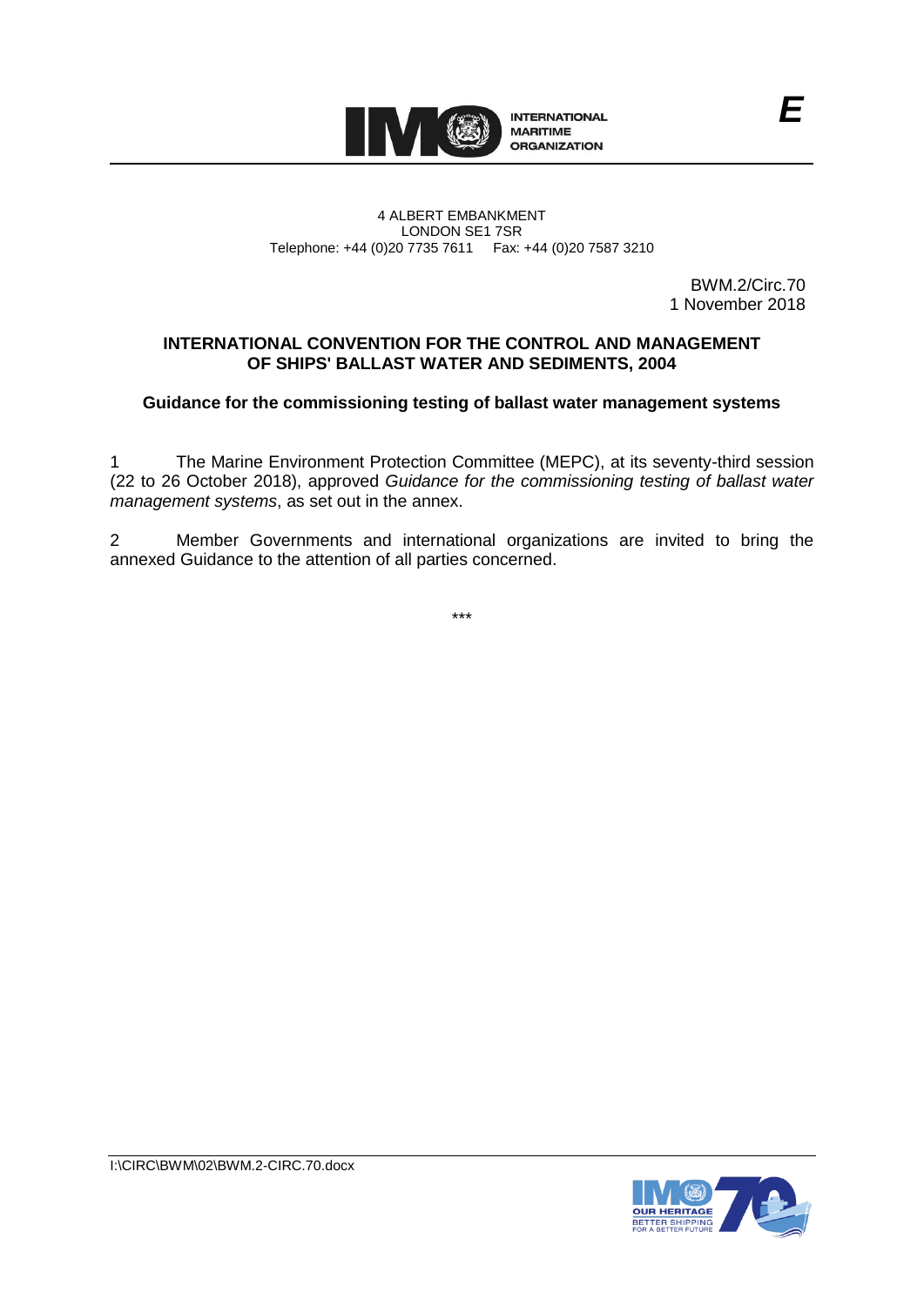INTERNATIONAL MARITIME ORGANIZATION

E

4 ALBERT EMBANKMENT
LONDON SE1 7SR
Telephone: +44 (0)20 7735 7611 Fax: +44 (0)20 7587 3210

BWM.2/Circ.70
1 November 2018

## INTERNATIONAL CONVENTION FOR THE CONTROL AND MANAGEMENT OF SHIPS' BALLAST WATER AND SEDIMENTS, 2004

### Guidance for the commissioning testing of ballast water management systems

1 The Marine Environment Protection Committee (MEPC), at its seventy-third session (22 to 26 October 2018), approved *Guidance for the commissioning testing of ballast water management systems*, as set out in the annex.

2 Member Governments and international organizations are invited to bring the annexed Guidance to the attention of all parties concerned.

\*\*\*

I:\CIRC\BWM\02\BWM.2-CIRC.70.docx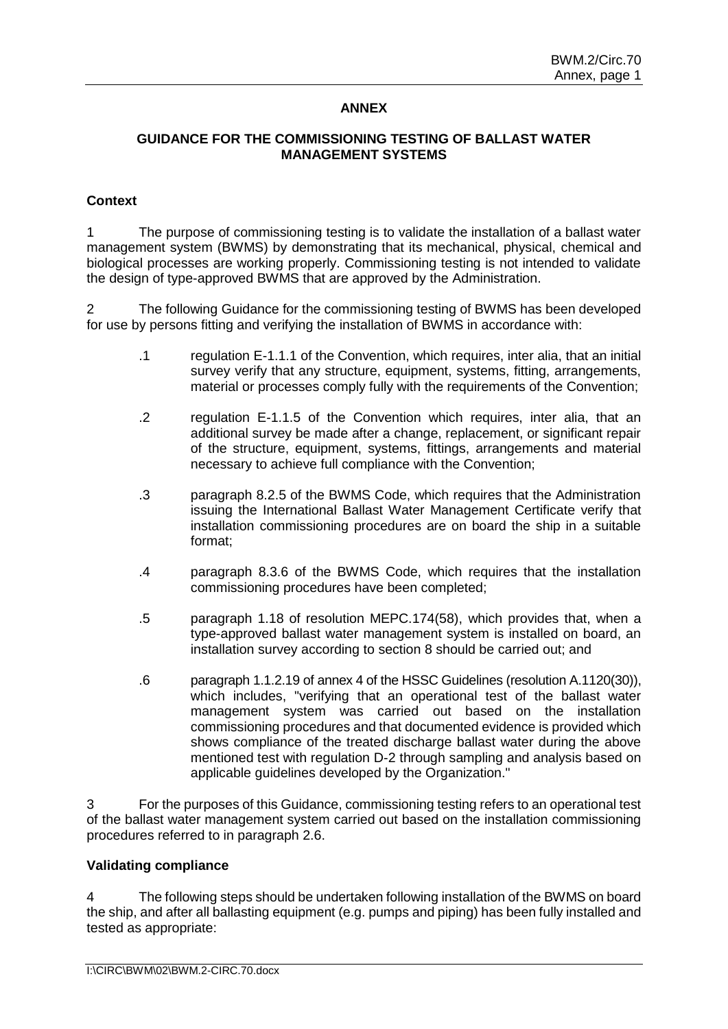**ANNEX**

**GUIDANCE FOR THE COMMISSIONING TESTING OF BALLAST WATER MANAGEMENT SYSTEMS**

**Context**

1 The purpose of commissioning testing is to validate the installation of a ballast water management system (BWMS) by demonstrating that its mechanical, physical, chemical and biological processes are working properly. Commissioning testing is not intended to validate the design of type-approved BWMS that are approved by the Administration.

2 The following Guidance for the commissioning testing of BWMS has been developed for use by persons fitting and verifying the installation of BWMS in accordance with:

.1 regulation E-1.1.1 of the Convention, which requires, inter alia, that an initial survey verify that any structure, equipment, systems, fitting, arrangements, material or processes comply fully with the requirements of the Convention;

.2 regulation E-1.1.5 of the Convention which requires, inter alia, that an additional survey be made after a change, replacement, or significant repair of the structure, equipment, systems, fittings, arrangements and material necessary to achieve full compliance with the Convention;

.3 paragraph 8.2.5 of the BWMS Code, which requires that the Administration issuing the International Ballast Water Management Certificate verify that installation commissioning procedures are on board the ship in a suitable format;

.4 paragraph 8.3.6 of the BWMS Code, which requires that the installation commissioning procedures have been completed;

.5 paragraph 1.18 of resolution MEPC.174(58), which provides that, when a type-approved ballast water management system is installed on board, an installation survey according to section 8 should be carried out; and

.6 paragraph 1.1.2.19 of annex 4 of the HSSC Guidelines (resolution A.1120(30)), which includes, "verifying that an operational test of the ballast water management system was carried out based on the installation commissioning procedures and that documented evidence is provided which shows compliance of the treated discharge ballast water during the above mentioned test with regulation D-2 through sampling and analysis based on applicable guidelines developed by the Organization."

3 For the purposes of this Guidance, commissioning testing refers to an operational test of the ballast water management system carried out based on the installation commissioning procedures referred to in paragraph 2.6.

**Validating compliance**

4 The following steps should be undertaken following installation of the BWMS on board the ship, and after all ballasting equipment (e.g. pumps and piping) has been fully installed and tested as appropriate: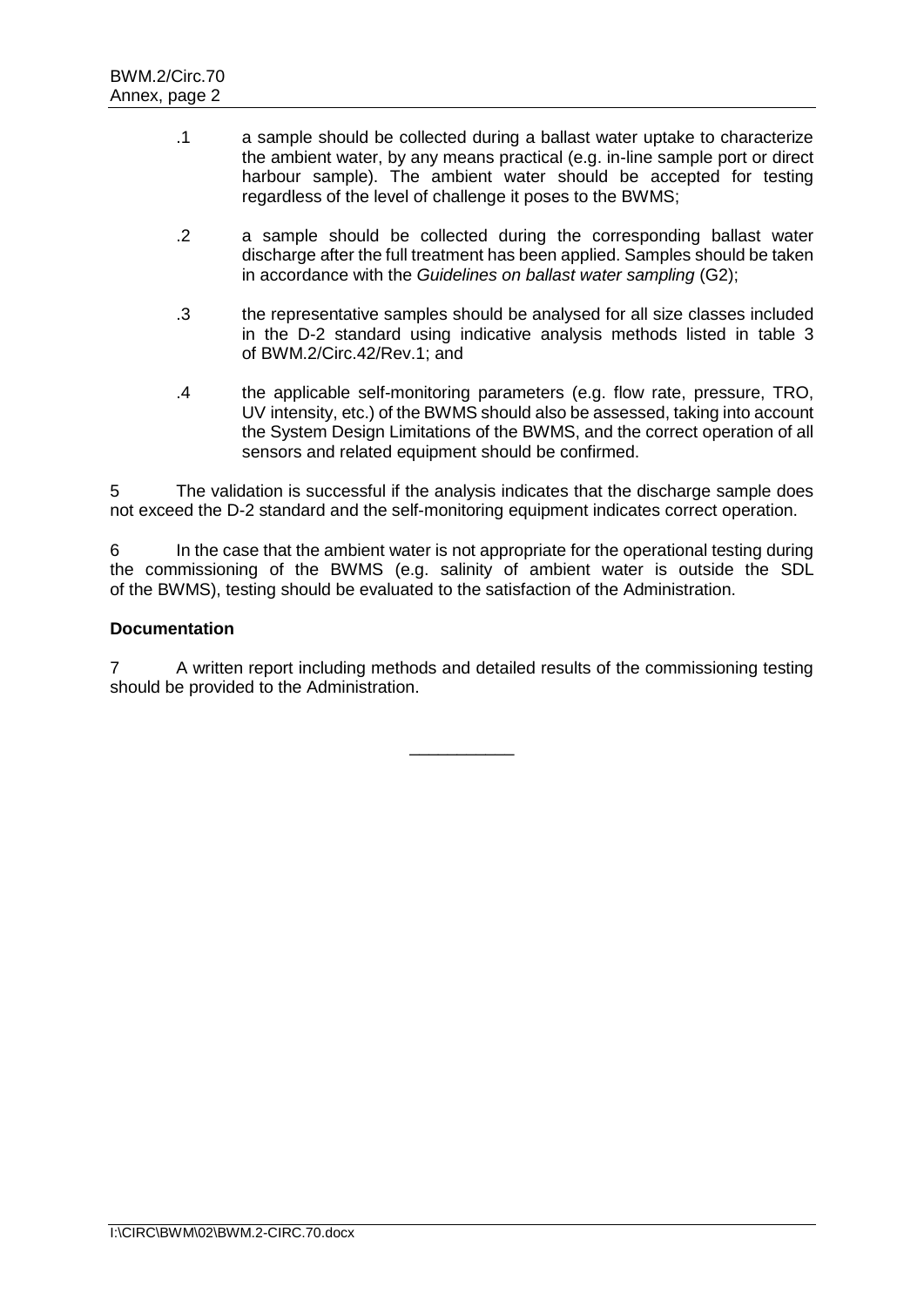.1 a sample should be collected during a ballast water uptake to characterize the ambient water, by any means practical (e.g. in-line sample port or direct harbour sample). The ambient water should be accepted for testing regardless of the level of challenge it poses to the BWMS;

.2 a sample should be collected during the corresponding ballast water discharge after the full treatment has been applied. Samples should be taken in accordance with the *Guidelines on ballast water sampling* (G2);

.3 the representative samples should be analysed for all size classes included in the D-2 standard using indicative analysis methods listed in table 3 of BWM.2/Circ.42/Rev.1; and

.4 the applicable self-monitoring parameters (e.g. flow rate, pressure, TRO, UV intensity, etc.) of the BWMS should also be assessed, taking into account the System Design Limitations of the BWMS, and the correct operation of all sensors and related equipment should be confirmed.

5 The validation is successful if the analysis indicates that the discharge sample does not exceed the D-2 standard and the self-monitoring equipment indicates correct operation.

6 In the case that the ambient water is not appropriate for the operational testing during the commissioning of the BWMS (e.g. salinity of ambient water is outside the SDL of the BWMS), testing should be evaluated to the satisfaction of the Administration.

**Documentation**

7 A written report including methods and detailed results of the commissioning testing should be provided to the Administration.

___________